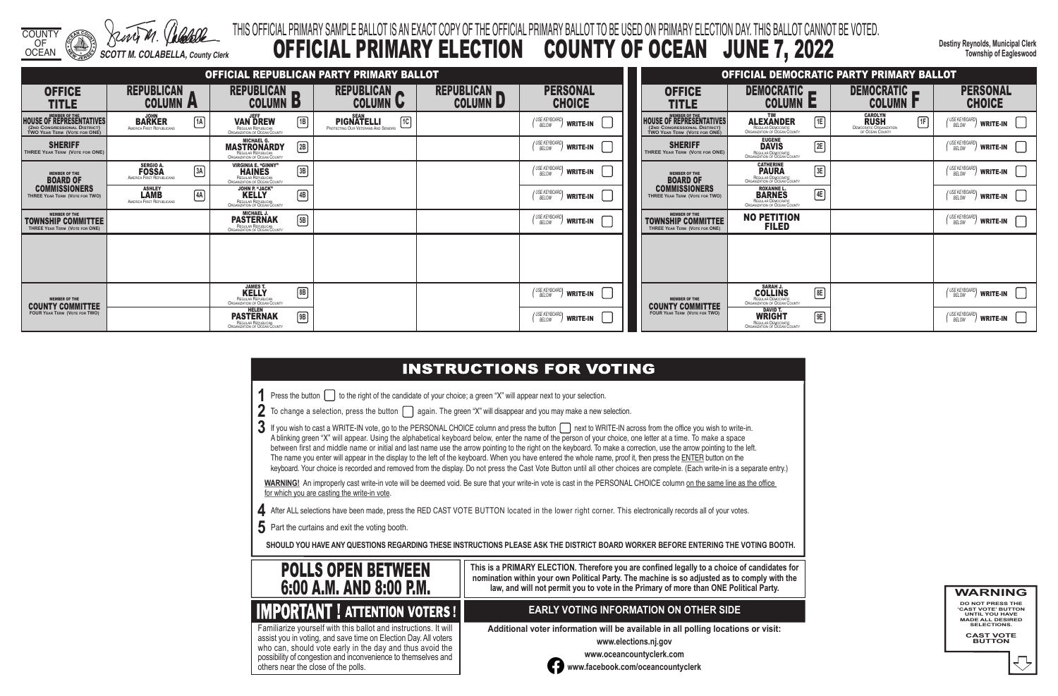COUNTY OF OCEAN

SCOTT M. COLABELLA, County Clerk

THIS OFFICIAL PRIMARY SAMPLE BALLOT IS AN EXACT COPY OF THE OFFICIAL PRIMARY BALLOT TO BE USED ON PRIMARY ELECTION DAY. THIS BALLOT CANNOT BE VOTED.

# OFFICIAL PRIMARY ELECTION COUNTY OF OCEAN JUNE 7, 2022

Destiny Reynolds, Municipal Clerk
Township of Eagleswood

## OFFICIAL REPUBLICAN PARTY PRIMARY BALLOT

| OFFICE TITLE | REPUBLICAN COLUMN A | REPUBLICAN COLUMN B | REPUBLICAN COLUMN C | REPUBLICAN COLUMN D | PERSONAL CHOICE |
|---|---|---|---|---|---|
| MEMBER OF THE HOUSE OF REPRESENTATIVES (2ND CONGRESSIONAL DISTRICT) TWO YEAR TERM (VOTE FOR ONE) | 1A JOHN BARKER America First Republicans | 1B JEFF VAN DREW Regular Republican Organization of Ocean County | 1C SEAN PIGNATELLI Protecting Our Veterans And Seniors | | (USE KEYBOARD BELOW) WRITE-IN |
| SHERIFF THREE YEAR TERM (VOTE FOR ONE) | | 2B MICHAEL G. MASTRONARDY Regular Republican Organization of Ocean County | | | (USE KEYBOARD BELOW) WRITE-IN |
| MEMBER OF THE BOARD OF COMMISSIONERS THREE YEAR TERM (VOTE FOR TWO) | 3A SERGIO A. FOSSA America First Republicans | 3B VIRGINIA E. "GINNY" HAINES Regular Republican Organization of Ocean County | | | (USE KEYBOARD BELOW) WRITE-IN |
| | 4A ASHLEY LAMB America First Republicans | 4B JOHN P. "JACK" KELLY Regular Republican Organization of Ocean County | | | (USE KEYBOARD BELOW) WRITE-IN |
| MEMBER OF THE TOWNSHIP COMMITTEE THREE YEAR TERM (VOTE FOR ONE) | | 5B MICHAEL J. PASTERNAK Regular Republican Organization of Ocean County | | | (USE KEYBOARD BELOW) WRITE-IN |
| MEMBER OF THE COUNTY COMMITTEE FOUR YEAR TERM (VOTE FOR TWO) | | 8B JAMES T. KELLY Regular Republican Organization of Ocean County | | | (USE KEYBOARD BELOW) WRITE-IN |
| | | 9B HELEN PASTERNAK Regular Republican Organization of Ocean County | | | (USE KEYBOARD BELOW) WRITE-IN |

## OFFICIAL DEMOCRATIC PARTY PRIMARY BALLOT

| OFFICE TITLE | DEMOCRATIC COLUMN E | DEMOCRATIC COLUMN F | PERSONAL CHOICE |
|---|---|---|---|
| MEMBER OF THE HOUSE OF REPRESENTATIVES (2ND CONGRESSIONAL DISTRICT) TWO YEAR TERM (VOTE FOR ONE) | 1E TIM ALEXANDER Regular Democratic Organization of Ocean County | 1F CAROLYN RUSH Democratic Organization of Ocean County | (USE KEYBOARD BELOW) WRITE-IN |
| SHERIFF THREE YEAR TERM (VOTE FOR ONE) | 2E EUGENE DAVIS Regular Democratic Organization of Ocean County | | (USE KEYBOARD BELOW) WRITE-IN |
| MEMBER OF THE BOARD OF COMMISSIONERS THREE YEAR TERM (VOTE FOR TWO) | 3E CATHERINE PAURA Regular Democratic Organization of Ocean County | | (USE KEYBOARD BELOW) WRITE-IN |
| | 4E ROXANNE L. BARNES Regular Democratic Organization of Ocean County | | (USE KEYBOARD BELOW) WRITE-IN |
| MEMBER OF THE TOWNSHIP COMMITTEE THREE YEAR TERM (VOTE FOR ONE) | NO PETITION FILED | | (USE KEYBOARD BELOW) WRITE-IN |
| MEMBER OF THE COUNTY COMMITTEE FOUR YEAR TERM (VOTE FOR TWO) | 8E SARAH J. COLLINS Regular Democratic Organization of Ocean County | | (USE KEYBOARD BELOW) WRITE-IN |
| | 9E DAVID T. WRIGHT Regular Democratic Organization of Ocean County | | (USE KEYBOARD BELOW) WRITE-IN |

## INSTRUCTIONS FOR VOTING

1. Press the button to the right of the candidate of your choice; a green "X" will appear next to your selection.
2. To change a selection, press the button again. The green "X" will disappear and you may make a new selection.
3. If you wish to cast a WRITE-IN vote, go to the PERSONAL CHOICE column and press the button next to WRITE-IN across from the office you wish to write-in. A blinking green "X" will appear. Using the alphabetical keyboard below, enter the name of the person of your choice, one letter at a time. To make a space between first and middle name or initial and last name use the arrow pointing to the right on the keyboard. To make a correction, use the arrow pointing to the left. The name you enter will appear in the display to the left of the keyboard. When you have entered the whole name, proof it, then press the ENTER button on the keyboard. Your choice is recorded and removed from the display. Do not press the Cast Vote Button until all other choices are complete. (Each write-in is a separate entry.)

**WARNING!** An improperly cast write-in vote will be deemed void. Be sure that your write-in vote is cast in the PERSONAL CHOICE column on the same line as the office for which you are casting the write-in vote.

4. After ALL selections have been made, press the RED CAST VOTE BUTTON located in the lower right corner. This electronically records all of your votes.
5. Part the curtains and exit the voting booth.

**SHOULD YOU HAVE ANY QUESTIONS REGARDING THESE INSTRUCTIONS PLEASE ASK THE DISTRICT BOARD WORKER BEFORE ENTERING THE VOTING BOOTH.**

## POLLS OPEN BETWEEN 6:00 A.M. AND 8:00 P.M.

**This is a PRIMARY ELECTION. Therefore you are confined legally to a choice of candidates for nomination within your own Political Party. The machine is so adjusted as to comply with the law, and will not permit you to vote in the Primary of more than ONE Political Party.**

## IMPORTANT ! ATTENTION VOTERS !

Familiarize yourself with this ballot and instructions. It will assist you in voting, and save time on Election Day. All voters who can, should vote early in the day and thus avoid the possibility of congestion and inconvenience to themselves and others near the close of the polls.

### EARLY VOTING INFORMATION ON OTHER SIDE

**Additional voter information will be available in all polling locations or visit:**

**www.elections.nj.gov**

**www.oceancountyclerk.com**

**www.facebook.com/oceancountyclerk**

**WARNING**

DO NOT PRESS THE 'CAST VOTE' BUTTON UNTIL YOU HAVE MADE ALL DESIRED SELECTIONS.

CAST VOTE BUTTON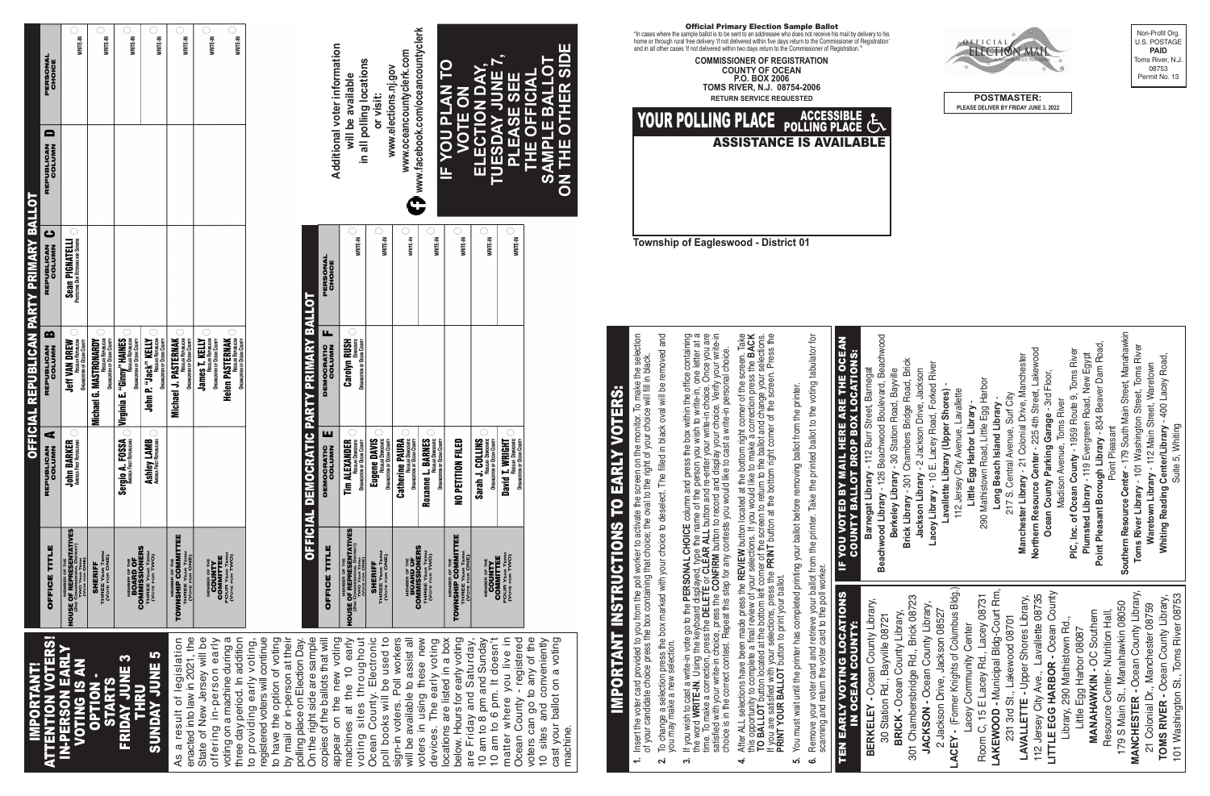# IMPORTANT! ATTENTION VOTERS! IN-PERSON EARLY VOTING IS AN OPTION - STARTS FRIDAY JUNE 3 THRU SUNDAY JUNE 5

As a result of legislation enacted into law in 2021, the State of New Jersey will be offering in-person early voting on a machine during a three day period. In addition to providing early voting, registered voters will continue to have the option of voting by mail or in-person at their polling place on Election Day. On the right side are sample copies of the ballots that will appear on the new voting machines at the 10 early voting sites throughout Ocean County. Electronic poll books will be used to sign-in voters. Poll workers will be available to assist all voters in using these new devices. The early voting locations are listed in a box below. Hours for early voting are Friday and Saturday, 10 am to 8 pm and Sunday 10 am to 6 pm. It doesn't matter where you live in Ocean County - registered voters can go to any of the 10 sites and conveniently cast your ballot on a voting machine.

## OFFICIAL REPUBLICAN PARTY PRIMARY BALLOT

| OFFICE TITLE | REPUBLICAN COLUMN A | REPUBLICAN COLUMN B | REPUBLICAN COLUMN C | REPUBLICAN COLUMN D | PERSONAL CHOICE |
|---|---|---|---|---|---|
| MEMBER OF THE HOUSE OF REPRESENTATIVES (2ND CONGRESSIONAL DISTRICT) TWO YEAR TERM (VOTE FOR ONE) | John BARKER ○ America First Republicans | Jeff VAN DREW ○ Regular Republican Organization of Ocean County | Sean PIGNATELLI ○ Protecting Our Veterans and Seniors | | WRITE-IN ○ |
| SHERIFF THREE YEAR TERM (VOTE FOR ONE) | | Michael G. MASTRONARDY ○ Regular Republican Organization of Ocean County | | | WRITE-IN ○ |
| MEMBER OF THE BOARD OF COMMISSIONERS THREE YEAR TERM (VOTE FOR TWO) | Sergio A. FOSSA ○ America First Republicans | Virginia E. "Ginny" HAINES ○ Regular Republican Organization of Ocean County | | | WRITE-IN ○ |
| | Ashley LAMB ○ America First Republicans | John P. "Jack" KELLY ○ Regular Republican Organization of Ocean County | | | WRITE-IN ○ |
| MEMBER OF THE TOWNSHIP COMMITTEE THREE YEAR TERM (VOTE FOR ONE) | | Michael J. PASTERNAK ○ Regular Republican Organization of Ocean County | | | WRITE-IN ○ |
| MEMBER OF THE COUNTY COMMITTEE FOUR YEAR TERM (VOTE FOR TWO) | | James T. KELLY ○ Regular Republican Organization of Ocean County | | | WRITE-IN ○ |
| | | Helen PASTERNAK ○ Regular Republican Organization of Ocean County | | | WRITE-IN ○ |

## OFFICIAL DEMOCRATIC PARTY PRIMARY BALLOT

| OFFICE TITLE | DEMOCRATIC COLUMN E | DEMOCRATIC COLUMN F | PERSONAL CHOICE |
|---|---|---|---|
| MEMBER OF THE HOUSE OF REPRESENTATIVES (2ND CONGRESSIONAL DISTRICT) TWO YEAR TERM (VOTE FOR ONE) | Tim ALEXANDER ○ Regular Democratic Organization of Ocean County | Carolyn RUSH ○ Democratic Organization of Ocean County | WRITE-IN ○ |
| SHERIFF THREE YEAR TERM (VOTE FOR ONE) | Eugene DAVIS ○ Regular Democratic Organization of Ocean County | | WRITE-IN ○ |
| MEMBER OF THE BOARD OF COMMISSIONERS THREE YEAR TERM (VOTE FOR TWO) | Catherine PAURA ○ Regular Democratic Organization of Ocean County | | WRITE-IN ○ |
| | Roxanne L. BARNES ○ Regular Democratic Organization of Ocean County | | WRITE-IN ○ |
| MEMBER OF THE TOWNSHIP COMMITTEE THREE YEAR TERM (VOTE FOR ONE) | NO PETITION FILED | | WRITE-IN ○ |
| MEMBER OF THE COUNTY COMMITTEE FOUR YEAR TERM (VOTE FOR TWO) | Sarah J. COLLINS ○ Regular Democratic Organization of Ocean County | | WRITE-IN ○ |
| | David T. WRIGHT ○ Regular Democratic Organization of Ocean County | | WRITE-IN ○ |

Additional voter information will be available in all polling locations or visit:
www.elections.nj.gov
www.oceancountyclerk.com
www.facebook.com/oceancountyclerk

**IF YOU PLAN TO VOTE ON ELECTION DAY, TUESDAY JUNE 7, PLEASE SEE THE OFFICIAL SAMPLE BALLOT ON THE OTHER SIDE**

## IMPORTANT INSTRUCTIONS TO EARLY VOTERS:

1. Insert the voter card provided to you from the poll worker to activate the screen on the monitor. To make the selection of your candidate choice press the box containing that choice; the oval to the right of your choice will fill in black.
2. To change a selection press the box marked with your choice to deselect. The filled in black oval will be removed and you may make a new selection.
3. If you wish to cast a write-in vote go to the **PERSONAL CHOICE** column and press the box within the office containing the word **WRITE-IN**. Using the keyboard displayed, type the name of the person you wish to write-in, one letter at a time. To make a correction, press the **DELETE** or **CLEAR ALL** button and re-enter your write-in choice. Once you are satisfied with your write-in choice, press the **CONFIRM** button to record and display your choice. Verify your write-in choice is in the correct contest. Repeat this step for any contests you would like to cast a write-in personal choice.
4. After ALL selections have been made press the **REVIEW** button located at the bottom right corner of the screen. Take this opportunity to complete a final review of your selections. If you would like to make a correction press the **BACK TO BALLOT** button located at the bottom left corner of the screen to return to the ballot and change your selections. If you are satisfied with your selections, press the **PRINT** button at the bottom right corner of the screen. Press the **PRINT YOUR BALLOT** button to print your ballot.
5. You must wait until the printer has completed printing your ballot before removing ballot from the printer.
6. Remove your voter card and retrieve your ballot from the printer. Take the printed ballot to the voting tabulator for scanning and return the voter card to the poll worker.

### TEN EARLY VOTING LOCATIONS IN OCEAN COUNTY:

**BERKELEY** - Ocean County Library, 30 Station Rd., Bayville 08721
**BRICK** - Ocean County Library, 301 Chambersbridge Rd., Brick 08723
**JACKSON** - Ocean County Library, 2 Jackson Drive, Jackson 08527
**LACEY** - (Former Knights of Columbus Bldg.) Lacey Community Center Room C, 15 E Lacey Rd., Lacey 08731
**LAKEWOOD** - Municipal Bldg-Court Rm, 231 3rd St., Lakewood 08701
**LAVALLETTE** - Upper Shores Library, 112 Jersey City Ave., Lavallette 08735
**LITTLE EGG HARBOR** - Ocean County Library, 290 Mathistown Rd., Little Egg Harbor 08087
**MANAHAWKIN** - OC Southern Resource Center - Nutrition Hall, 179 S Main St., Manahawkin 08050
**MANCHESTER** - Ocean County Library, 21 Colonial Dr., Manchester 08759
**TOMS RIVER** - Ocean County Library, 101 Washington St., Toms River 08753

### IF YOU VOTED BY MAIL HERE ARE THE OCEAN COUNTY BALLOT DROP BOX LOCATIONS:

**Barnegat Library** - 112 Burr Street, Barnegat
**Beachwood Library** - 126 Beachwood Boulevard, Beachwood
**Berkeley Library** - 30 Station Road, Bayville
**Brick Library** - 301 Chambers Bridge Road, Brick
**Jackson Library** - 2 Jackson Drive, Jackson
**Lacey Library** - 10 E. Lacey Road, Forked River
**Lavallette Library (Upper Shores)** - 112 Jersey City Avenue, Lavallette
**Little Egg Harbor Library** - 290 Mathistown Road, Little Egg Harbor
**Long Beach Island Library** - 217 S. Central Avenue, Surf City
**Manchester Library** - 21 Colonial Drive, Manchester
**Northern Resource Center** - 225 4th Street, Lakewood
**Ocean County Parking Garage** - 3rd Floor, Madison Avenue, Toms River
**PIC, Inc. of Ocean County** - 1959 Route 9, Toms River
**Plumsted Library** - 119 Evergreen Road, New Egypt
**Point Pleasant Borough Library** - 834 Beaver Dam Road, Point Pleasant
**Southern Resource Center** - 179 South Main Street, Manahawkin
**Toms River Library** - 101 Washington Street, Toms River
**Waretown Library** - 112 Main Street, Waretown
**Whiting Reading Center/Library** - 400 Lacey Road, Suite 5, Whiting

**Official Primary Election Sample Ballot**

"In cases where the sample ballot is to be sent to an addressee who does not receive his mail by delivery to his home or through rural free delivery 'if not delivered within five days return to the Commissioner of Registration' and in all other cases 'if not delivered within two days return to the Commissioner of Registration.'"

**COMMISSIONER OF REGISTRATION**
**COUNTY OF OCEAN**
**P.O. BOX 2006**
**TOMS RIVER, N.J. 08754-2006**
**RETURN SERVICE REQUESTED**

OFFICIAL ELECTION MAIL

Non-Profit Org.
U.S. POSTAGE
**PAID**
Toms River, N.J.
08753
Permit No. 13

**POSTMASTER:**
**PLEASE DELIVER BY FRIDAY JUNE 3, 2022**

**YOUR POLLING PLACE** ACCESSIBLE POLLING PLACE
**ASSISTANCE IS AVAILABLE**

**Township of Eaglewood - District 01**